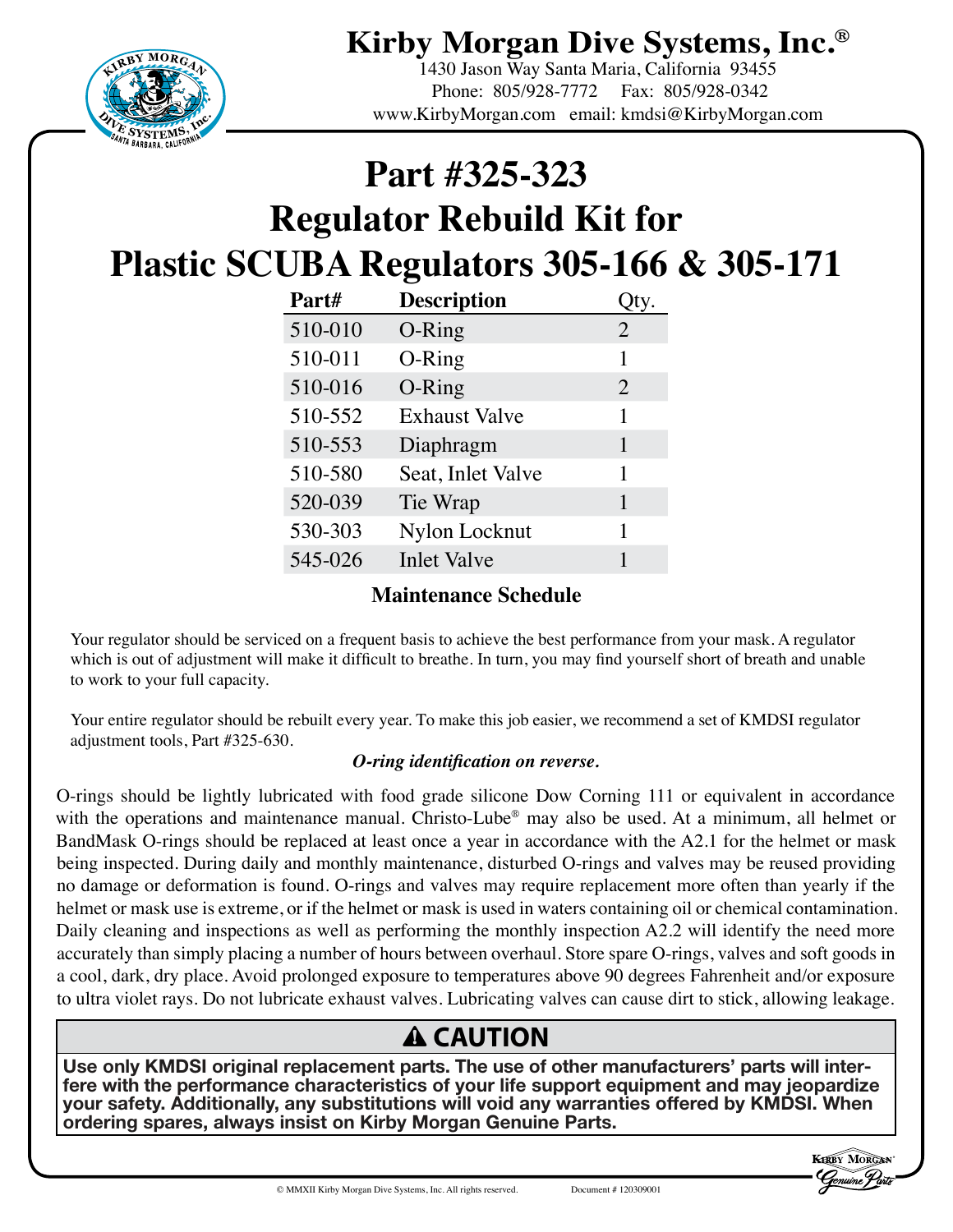# Kirby Morgan Dive Systems, Inc.®

1430 Jason Way Santa Maria, California 93455
Phone: 805/928-7772 Fax: 805/928-0342
www.KirbyMorgan.com email: kmdsi@KirbyMorgan.com

# Part #325-323
# Regulator Rebuild Kit for
# Plastic SCUBA Regulators 305-166 & 305-171

| Part# | Description | Qty. |
| --- | --- | --- |
| 510-010 | O-Ring | 2 |
| 510-011 | O-Ring | 1 |
| 510-016 | O-Ring | 2 |
| 510-552 | Exhaust Valve | 1 |
| 510-553 | Diaphragm | 1 |
| 510-580 | Seat, Inlet Valve | 1 |
| 520-039 | Tie Wrap | 1 |
| 530-303 | Nylon Locknut | 1 |
| 545-026 | Inlet Valve | 1 |

## Maintenance Schedule

Your regulator should be serviced on a frequent basis to achieve the best performance from your mask. A regulator which is out of adjustment will make it difficult to breathe. In turn, you may find yourself short of breath and unable to work to your full capacity.

Your entire regulator should be rebuilt every year. To make this job easier, we recommend a set of KMDSI regulator adjustment tools, Part #325-630.

***O-ring identification on reverse.***

O-rings should be lightly lubricated with food grade silicone Dow Corning 111 or equivalent in accordance with the operations and maintenance manual. Christo-Lube® may also be used. At a minimum, all helmet or BandMask O-rings should be replaced at least once a year in accordance with the A2.1 for the helmet or mask being inspected. During daily and monthly maintenance, disturbed O-rings and valves may be reused providing no damage or deformation is found. O-rings and valves may require replacement more often than yearly if the helmet or mask use is extreme, or if the helmet or mask is used in waters containing oil or chemical contamination. Daily cleaning and inspections as well as performing the monthly inspection A2.2 will identify the need more accurately than simply placing a number of hours between overhaul. Store spare O-rings, valves and soft goods in a cool, dark, dry place. Avoid prolonged exposure to temperatures above 90 degrees Fahrenheit and/or exposure to ultra violet rays. Do not lubricate exhaust valves. Lubricating valves can cause dirt to stick, allowing leakage.

## ⚠ CAUTION

**Use only KMDSI original replacement parts. The use of other manufacturers' parts will interfere with the performance characteristics of your life support equipment and may jeopardize your safety. Additionally, any substitutions will void any warranties offered by KMDSI. When ordering spares, always insist on Kirby Morgan Genuine Parts.**

© MMXII Kirby Morgan Dive Systems, Inc. All rights reserved. Document # 120309001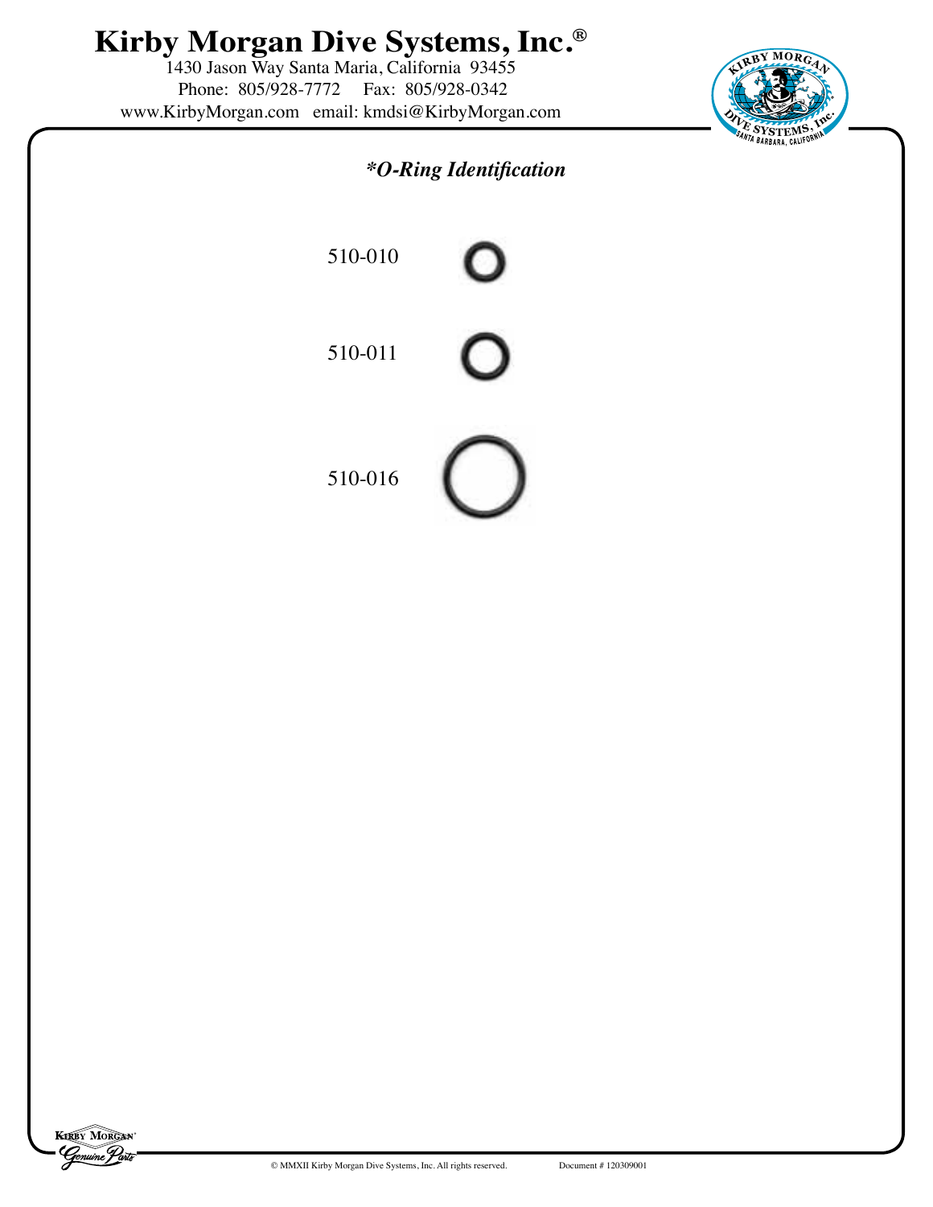# Kirby Morgan Dive Systems, Inc.®

1430 Jason Way Santa Maria, California 93455
Phone: 805/928-7772 Fax: 805/928-0342
www.KirbyMorgan.com email: kmdsi@KirbyMorgan.com

## *\*O-Ring Identification*

510-010

510-011

510-016

© MMXII Kirby Morgan Dive Systems, Inc. All rights reserved. Document # 120309001